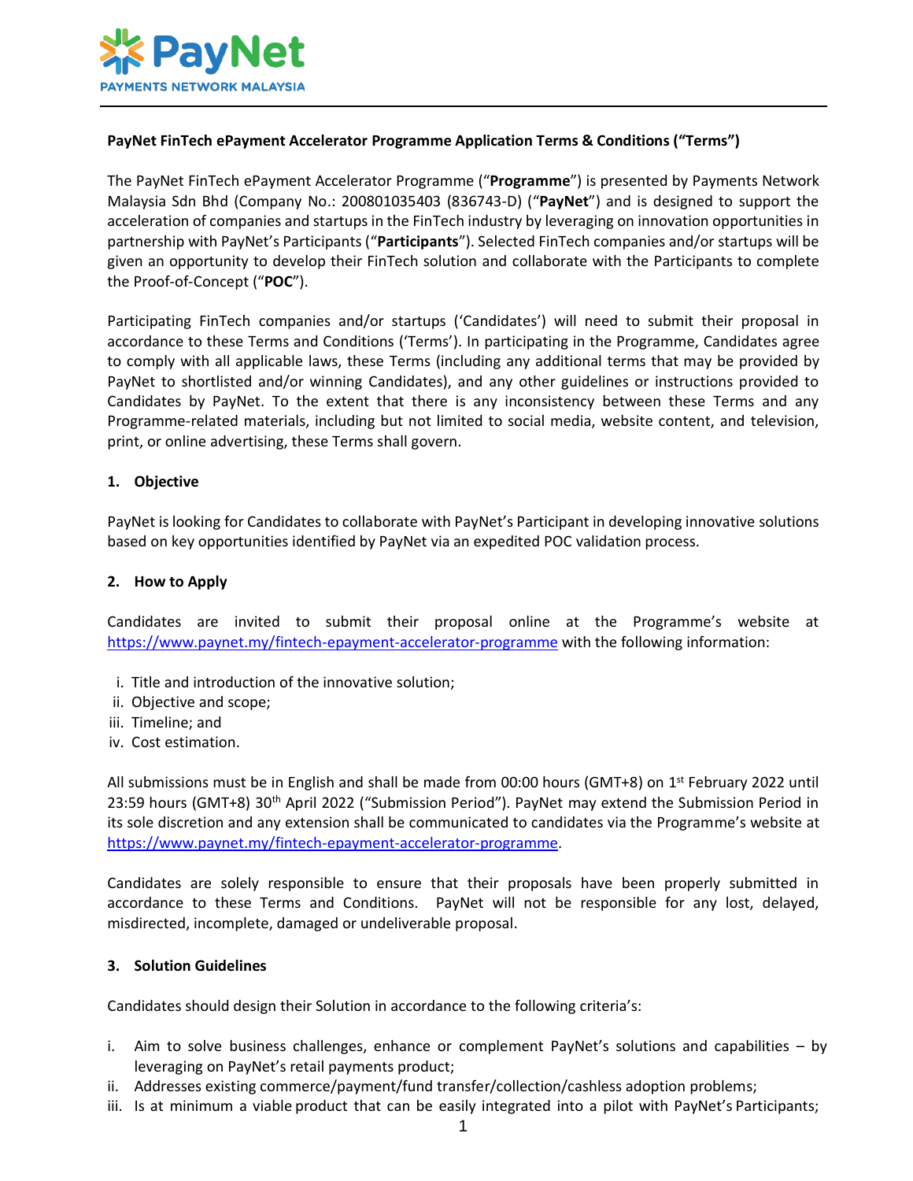**PayNet FinTech ePayment Accelerator Programme Application Terms & Conditions ("Terms")**

The PayNet FinTech ePayment Accelerator Programme ("**Programme**") is presented by Payments Network Malaysia Sdn Bhd (Company No.: 200801035403 (836743-D) ("**PayNet**") and is designed to support the acceleration of companies and startups in the FinTech industry by leveraging on innovation opportunities in partnership with PayNet's Participants ("**Participants**"). Selected FinTech companies and/or startups will be given an opportunity to develop their FinTech solution and collaborate with the Participants to complete the Proof-of-Concept ("**POC**").

Participating FinTech companies and/or startups ('Candidates') will need to submit their proposal in accordance to these Terms and Conditions ('Terms'). In participating in the Programme, Candidates agree to comply with all applicable laws, these Terms (including any additional terms that may be provided by PayNet to shortlisted and/or winning Candidates), and any other guidelines or instructions provided to Candidates by PayNet. To the extent that there is any inconsistency between these Terms and any Programme-related materials, including but not limited to social media, website content, and television, print, or online advertising, these Terms shall govern.

## 1. Objective

PayNet is looking for Candidates to collaborate with PayNet's Participant in developing innovative solutions based on key opportunities identified by PayNet via an expedited POC validation process.

## 2. How to Apply

Candidates are invited to submit their proposal online at the Programme's website at https://www.paynet.my/fintech-epayment-accelerator-programme with the following information:

i. Title and introduction of the innovative solution;
ii. Objective and scope;
iii. Timeline; and
iv. Cost estimation.

All submissions must be in English and shall be made from 00:00 hours (GMT+8) on 1st February 2022 until 23:59 hours (GMT+8) 30th April 2022 ("Submission Period"). PayNet may extend the Submission Period in its sole discretion and any extension shall be communicated to candidates via the Programme's website at https://www.paynet.my/fintech-epayment-accelerator-programme.

Candidates are solely responsible to ensure that their proposals have been properly submitted in accordance to these Terms and Conditions. PayNet will not be responsible for any lost, delayed, misdirected, incomplete, damaged or undeliverable proposal.

## 3. Solution Guidelines

Candidates should design their Solution in accordance to the following criteria's:

i. Aim to solve business challenges, enhance or complement PayNet's solutions and capabilities – by leveraging on PayNet's retail payments product;
ii. Addresses existing commerce/payment/fund transfer/collection/cashless adoption problems;
iii. Is at minimum a viable product that can be easily integrated into a pilot with PayNet's Participants;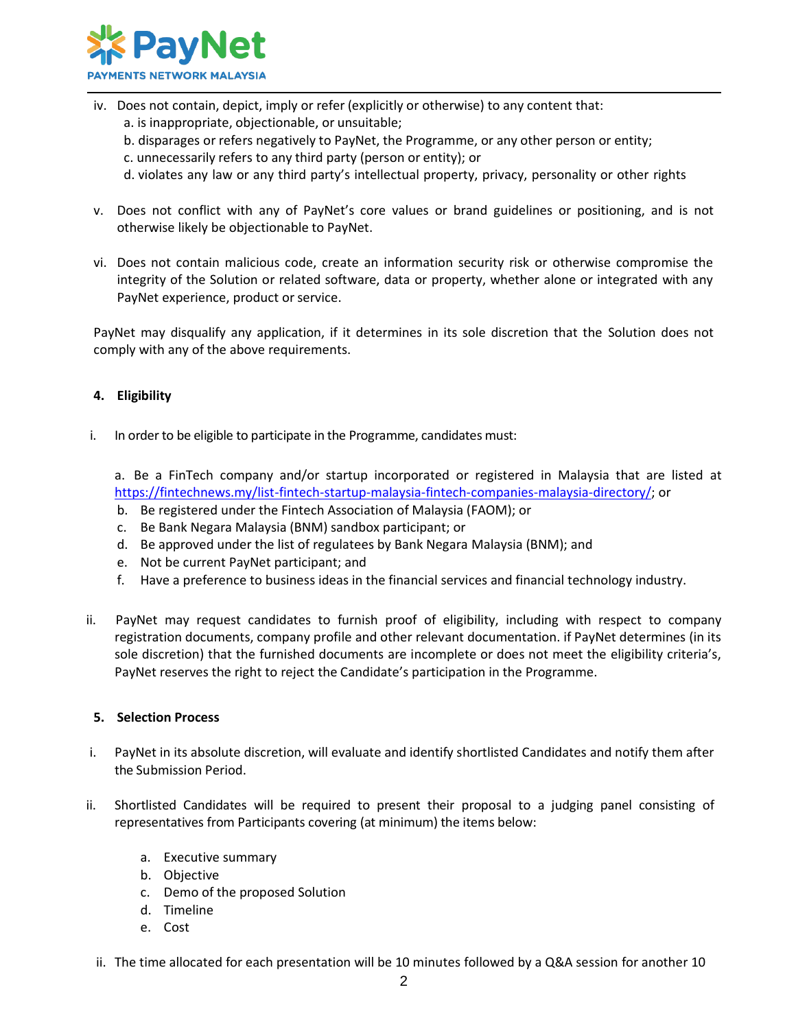iv. Does not contain, depict, imply or refer (explicitly or otherwise) to any content that:
   a. is inappropriate, objectionable, or unsuitable;
   b. disparages or refers negatively to PayNet, the Programme, or any other person or entity;
   c. unnecessarily refers to any third party (person or entity); or
   d. violates any law or any third party's intellectual property, privacy, personality or other rights

v. Does not conflict with any of PayNet's core values or brand guidelines or positioning, and is not otherwise likely be objectionable to PayNet.

vi. Does not contain malicious code, create an information security risk or otherwise compromise the integrity of the Solution or related software, data or property, whether alone or integrated with any PayNet experience, product or service.

PayNet may disqualify any application, if it determines in its sole discretion that the Solution does not comply with any of the above requirements.

**4. Eligibility**

i. In order to be eligible to participate in the Programme, candidates must:

   a. Be a FinTech company and/or startup incorporated or registered in Malaysia that are listed at https://fintechnews.my/list-fintech-startup-malaysia-fintech-companies-malaysia-directory/; or
   b. Be registered under the Fintech Association of Malaysia (FAOM); or
   c. Be Bank Negara Malaysia (BNM) sandbox participant; or
   d. Be approved under the list of regulatees by Bank Negara Malaysia (BNM); and
   e. Not be current PayNet participant; and
   f. Have a preference to business ideas in the financial services and financial technology industry.

ii. PayNet may request candidates to furnish proof of eligibility, including with respect to company registration documents, company profile and other relevant documentation. if PayNet determines (in its sole discretion) that the furnished documents are incomplete or does not meet the eligibility criteria's, PayNet reserves the right to reject the Candidate's participation in the Programme.

**5. Selection Process**

i. PayNet in its absolute discretion, will evaluate and identify shortlisted Candidates and notify them after the Submission Period.

ii. Shortlisted Candidates will be required to present their proposal to a judging panel consisting of representatives from Participants covering (at minimum) the items below:

   a. Executive summary
   b. Objective
   c. Demo of the proposed Solution
   d. Timeline
   e. Cost

ii. The time allocated for each presentation will be 10 minutes followed by a Q&A session for another 10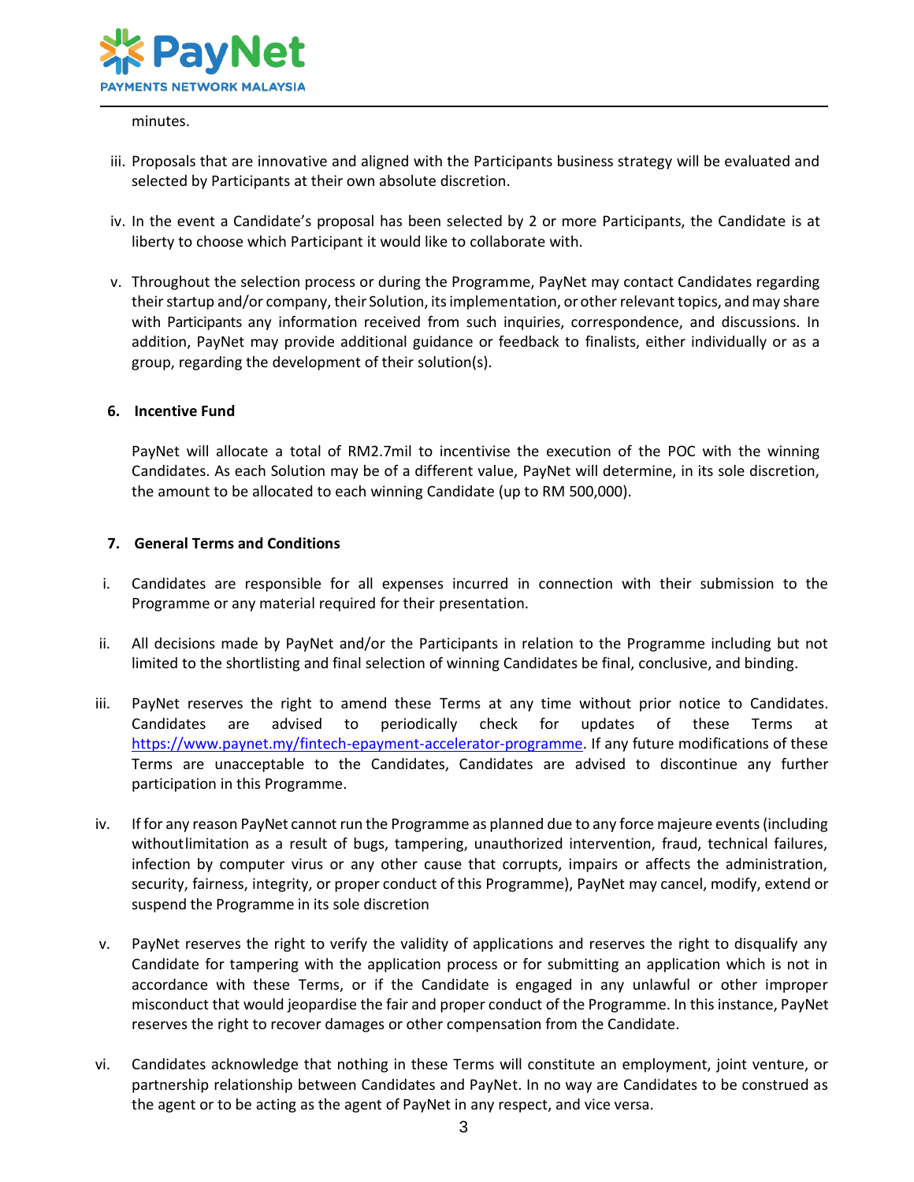minutes.

iii. Proposals that are innovative and aligned with the Participants business strategy will be evaluated and selected by Participants at their own absolute discretion.

iv. In the event a Candidate's proposal has been selected by 2 or more Participants, the Candidate is at liberty to choose which Participant it would like to collaborate with.

v. Throughout the selection process or during the Programme, PayNet may contact Candidates regarding their startup and/or company, their Solution, its implementation, or other relevant topics, and may share with Participants any information received from such inquiries, correspondence, and discussions. In addition, PayNet may provide additional guidance or feedback to finalists, either individually or as a group, regarding the development of their solution(s).

### 6. Incentive Fund

PayNet will allocate a total of RM2.7mil to incentivise the execution of the POC with the winning Candidates. As each Solution may be of a different value, PayNet will determine, in its sole discretion, the amount to be allocated to each winning Candidate (up to RM 500,000).

### 7. General Terms and Conditions

i. Candidates are responsible for all expenses incurred in connection with their submission to the Programme or any material required for their presentation.

ii. All decisions made by PayNet and/or the Participants in relation to the Programme including but not limited to the shortlisting and final selection of winning Candidates be final, conclusive, and binding.

iii. PayNet reserves the right to amend these Terms at any time without prior notice to Candidates. Candidates are advised to periodically check for updates of these Terms at https://www.paynet.my/fintech-epayment-accelerator-programme. If any future modifications of these Terms are unacceptable to the Candidates, Candidates are advised to discontinue any further participation in this Programme.

iv. If for any reason PayNet cannot run the Programme as planned due to any force majeure events (including without limitation as a result of bugs, tampering, unauthorized intervention, fraud, technical failures, infection by computer virus or any other cause that corrupts, impairs or affects the administration, security, fairness, integrity, or proper conduct of this Programme), PayNet may cancel, modify, extend or suspend the Programme in its sole discretion

v. PayNet reserves the right to verify the validity of applications and reserves the right to disqualify any Candidate for tampering with the application process or for submitting an application which is not in accordance with these Terms, or if the Candidate is engaged in any unlawful or other improper misconduct that would jeopardise the fair and proper conduct of the Programme. In this instance, PayNet reserves the right to recover damages or other compensation from the Candidate.

vi. Candidates acknowledge that nothing in these Terms will constitute an employment, joint venture, or partnership relationship between Candidates and PayNet. In no way are Candidates to be construed as the agent or to be acting as the agent of PayNet in any respect, and vice versa.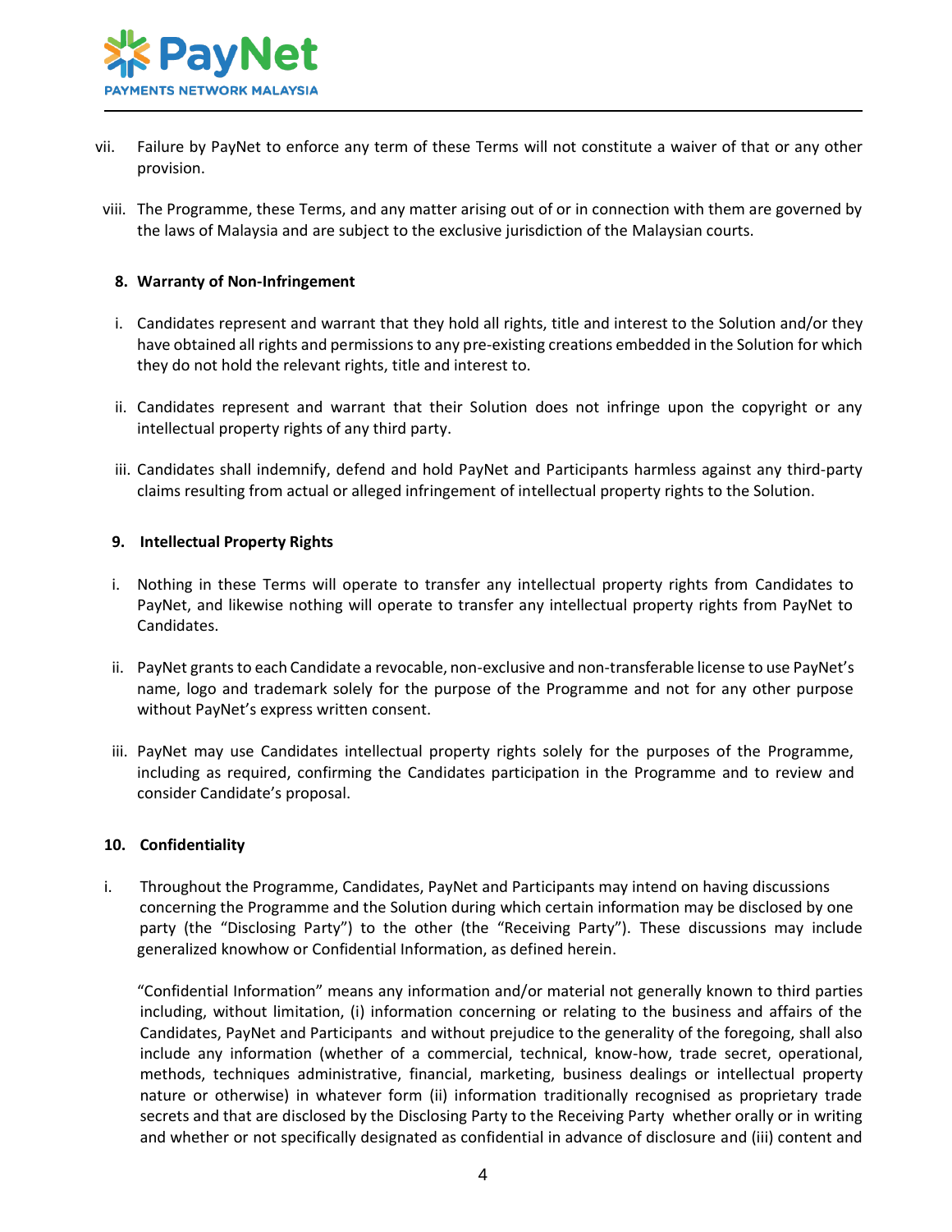vii. Failure by PayNet to enforce any term of these Terms will not constitute a waiver of that or any other provision.

viii. The Programme, these Terms, and any matter arising out of or in connection with them are governed by the laws of Malaysia and are subject to the exclusive jurisdiction of the Malaysian courts.

**8. Warranty of Non-Infringement**

i. Candidates represent and warrant that they hold all rights, title and interest to the Solution and/or they have obtained all rights and permissions to any pre-existing creations embedded in the Solution for which they do not hold the relevant rights, title and interest to.

ii. Candidates represent and warrant that their Solution does not infringe upon the copyright or any intellectual property rights of any third party.

iii. Candidates shall indemnify, defend and hold PayNet and Participants harmless against any third-party claims resulting from actual or alleged infringement of intellectual property rights to the Solution.

**9. Intellectual Property Rights**

i. Nothing in these Terms will operate to transfer any intellectual property rights from Candidates to PayNet, and likewise nothing will operate to transfer any intellectual property rights from PayNet to Candidates.

ii. PayNet grants to each Candidate a revocable, non-exclusive and non-transferable license to use PayNet's name, logo and trademark solely for the purpose of the Programme and not for any other purpose without PayNet's express written consent.

iii. PayNet may use Candidates intellectual property rights solely for the purposes of the Programme, including as required, confirming the Candidates participation in the Programme and to review and consider Candidate's proposal.

**10. Confidentiality**

i. Throughout the Programme, Candidates, PayNet and Participants may intend on having discussions concerning the Programme and the Solution during which certain information may be disclosed by one party (the "Disclosing Party") to the other (the "Receiving Party"). These discussions may include generalized knowhow or Confidential Information, as defined herein.

"Confidential Information" means any information and/or material not generally known to third parties including, without limitation, (i) information concerning or relating to the business and affairs of the Candidates, PayNet and Participants and without prejudice to the generality of the foregoing, shall also include any information (whether of a commercial, technical, know-how, trade secret, operational, methods, techniques administrative, financial, marketing, business dealings or intellectual property nature or otherwise) in whatever form (ii) information traditionally recognised as proprietary trade secrets and that are disclosed by the Disclosing Party to the Receiving Party whether orally or in writing and whether or not specifically designated as confidential in advance of disclosure and (iii) content and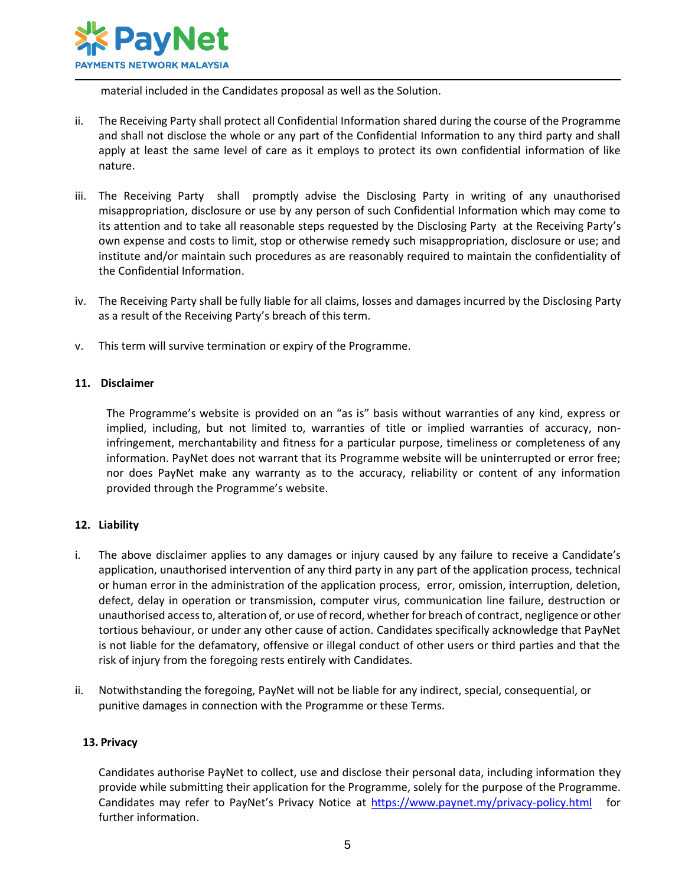material included in the Candidates proposal as well as the Solution.

ii. The Receiving Party shall protect all Confidential Information shared during the course of the Programme and shall not disclose the whole or any part of the Confidential Information to any third party and shall apply at least the same level of care as it employs to protect its own confidential information of like nature.

iii. The Receiving Party shall promptly advise the Disclosing Party in writing of any unauthorised misappropriation, disclosure or use by any person of such Confidential Information which may come to its attention and to take all reasonable steps requested by the Disclosing Party at the Receiving Party's own expense and costs to limit, stop or otherwise remedy such misappropriation, disclosure or use; and institute and/or maintain such procedures as are reasonably required to maintain the confidentiality of the Confidential Information.

iv. The Receiving Party shall be fully liable for all claims, losses and damages incurred by the Disclosing Party as a result of the Receiving Party's breach of this term.

v. This term will survive termination or expiry of the Programme.

**11. Disclaimer**

The Programme's website is provided on an "as is" basis without warranties of any kind, express or implied, including, but not limited to, warranties of title or implied warranties of accuracy, non-infringement, merchantability and fitness for a particular purpose, timeliness or completeness of any information. PayNet does not warrant that its Programme website will be uninterrupted or error free; nor does PayNet make any warranty as to the accuracy, reliability or content of any information provided through the Programme's website.

**12. Liability**

i. The above disclaimer applies to any damages or injury caused by any failure to receive a Candidate's application, unauthorised intervention of any third party in any part of the application process, technical or human error in the administration of the application process, error, omission, interruption, deletion, defect, delay in operation or transmission, computer virus, communication line failure, destruction or unauthorised access to, alteration of, or use of record, whether for breach of contract, negligence or other tortious behaviour, or under any other cause of action. Candidates specifically acknowledge that PayNet is not liable for the defamatory, offensive or illegal conduct of other users or third parties and that the risk of injury from the foregoing rests entirely with Candidates.

ii. Notwithstanding the foregoing, PayNet will not be liable for any indirect, special, consequential, or punitive damages in connection with the Programme or these Terms.

**13. Privacy**

Candidates authorise PayNet to collect, use and disclose their personal data, including information they provide while submitting their application for the Programme, solely for the purpose of the Programme. Candidates may refer to PayNet's Privacy Notice at [https://www.paynet.my/privacy-policy.html](https://www.paynet.my/privacy-policy.html) for further information.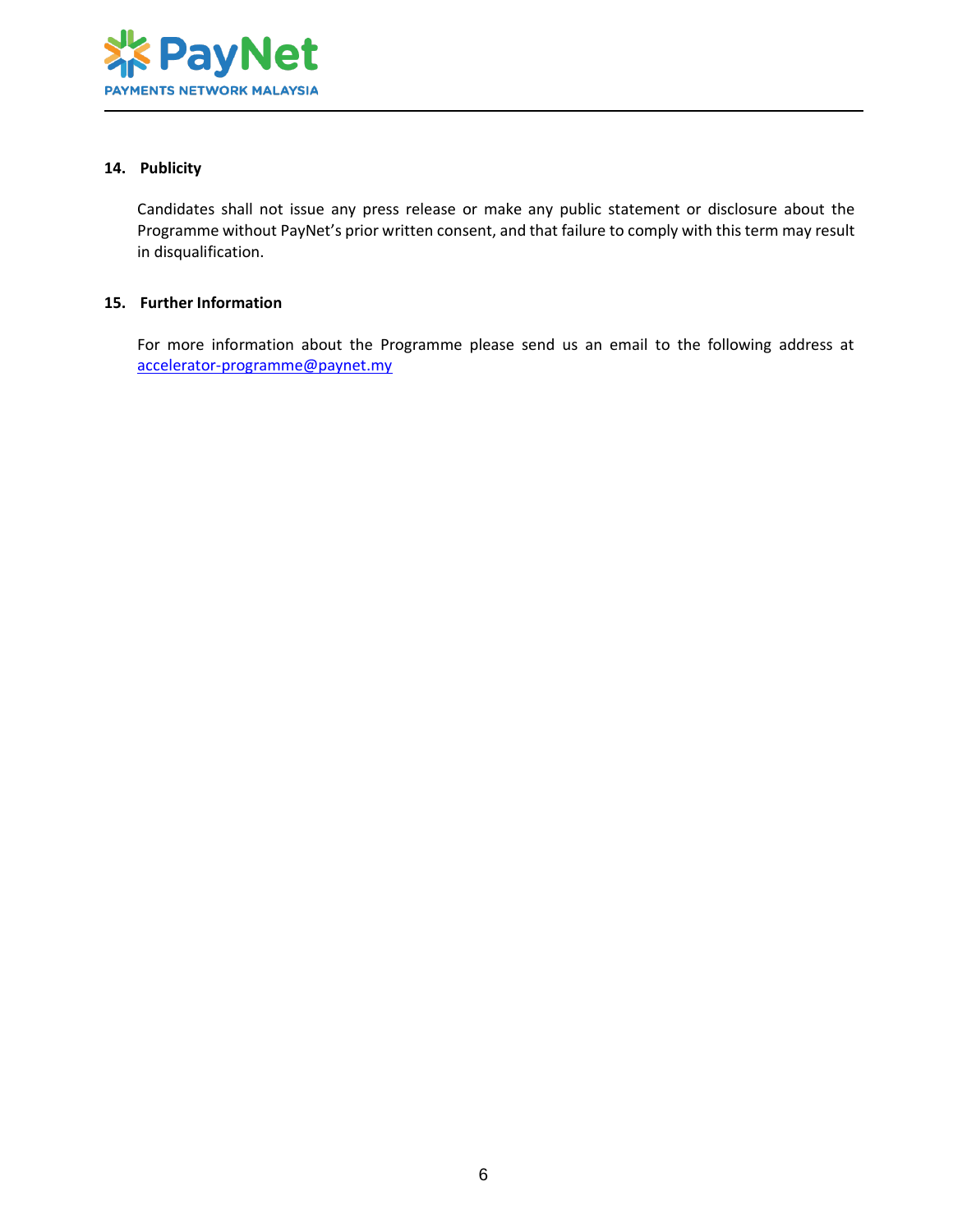## 14. Publicity

Candidates shall not issue any press release or make any public statement or disclosure about the Programme without PayNet's prior written consent, and that failure to comply with this term may result in disqualification.

## 15. Further Information

For more information about the Programme please send us an email to the following address at accelerator-programme@paynet.my